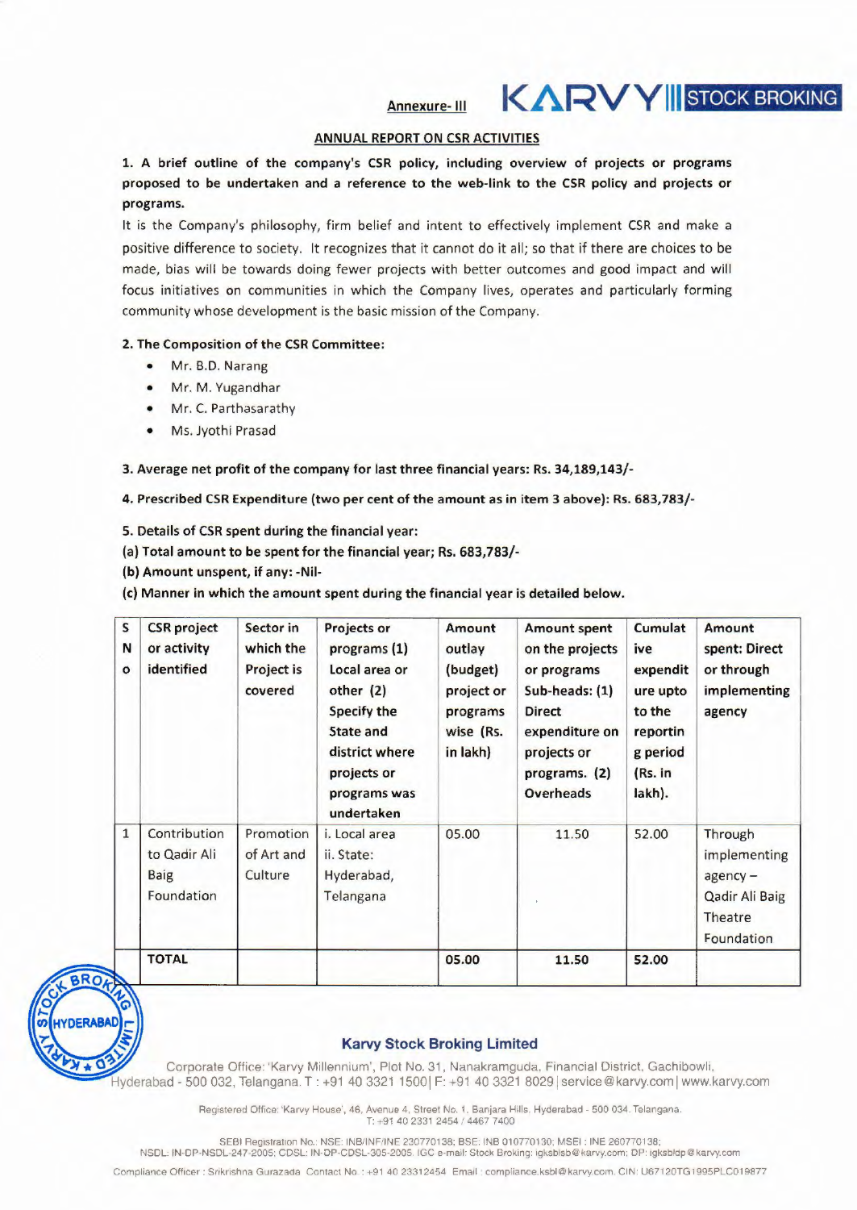Annexure- III

## ANNUAL REPORT ON CSR ACTIVITIES

**1. A brief outline of the company's CSR policy, including overview of projects or programs proposed to be undertaken and a reference to the web-link to the CSR policy and projects or programs.**

It is the Company's philosophy, firm belief and intent to effectively implement CSR and make a positive difference to society. It recognizes that it cannot do it all; so that if there are choices to be made, bias will be towards doing fewer projects with better outcomes and good impact and will focus initiatives on communities in which the Company lives, operates and particularly forming community whose development is the basic mission of the Company.

**2. The Composition of the CSR Committee:**

- Mr. B.D. Narang
- Mr. M. Yugandhar
- Mr. C. Parthasarathy
- Ms. Jyothi Prasad

**3. Average net profit of the company for last three financial years: Rs. 34,189,143/-**

**4. Prescribed CSR Expenditure (two per cent of the amount as in item 3 above): Rs. 683,783/-**

**5. Details of CSR spent during the financial year:**

**(a) Total amount to be spent for the financial year; Rs. 683,783/-**

**(b) Amount unspent, if any: -Nil-**

**(c) Manner in which the amount spent during the financial year is detailed below.**

| S No | CSR project or activity identified | Sector in which the Project is covered | Projects or programs (1) Local area or other (2) Specify the State and district where projects or programs was undertaken | Amount outlay (budget) project or programs wise (Rs. in lakh) | Amount spent on the projects or programs Sub-heads: (1) Direct expenditure on projects or programs. (2) Overheads | Cumulative expenditure upto to the reporting period (Rs. in lakh). | Amount spent: Direct or through implementing agency |
|---|---|---|---|---|---|---|---|
| 1 | Contribution to Qadir Ali Baig Foundation | Promotion of Art and Culture | i. Local area<br>ii. State: Hyderabad, Telangana | 05.00 | 11.50 | 52.00 | Through implementing agency – Qadir Ali Baig Theatre Foundation |
| | **TOTAL** | | | **05.00** | **11.50** | **52.00** | |

**Karvy Stock Broking Limited**

Corporate Office: 'Karvy Millennium', Plot No. 31, Nanakramguda, Financial District, Gachibowli, Hyderabad - 500 032, Telangana. T : +91 40 3321 1500| F: +91 40 3321 8029| service@karvy.com| www.karvy.com

Registered Office: 'Karvy House', 46, Avenue 4, Street No. 1, Banjara Hills, Hyderabad - 500 034. Telangana. T: +91 40 2331 2454 / 4467 7400

SEBI Registration No.: NSE: INB/INF/INE 230770138; BSE: INB 010770130; MSEI : INE 260770138;
NSDL: IN-DP-NSDL-247-2005; CDSL: IN-DP-CDSL-305-2005. IGC e-mail: Stock Broking: igksblsb@karvy.com; DP: igksbldp@karvy.com

Compliance Officer : Srikrishna Gurazada Contact No. : +91 40 23312454 Email : compliance.ksbl@karvy.com. CIN: U67120TG1995PLC019877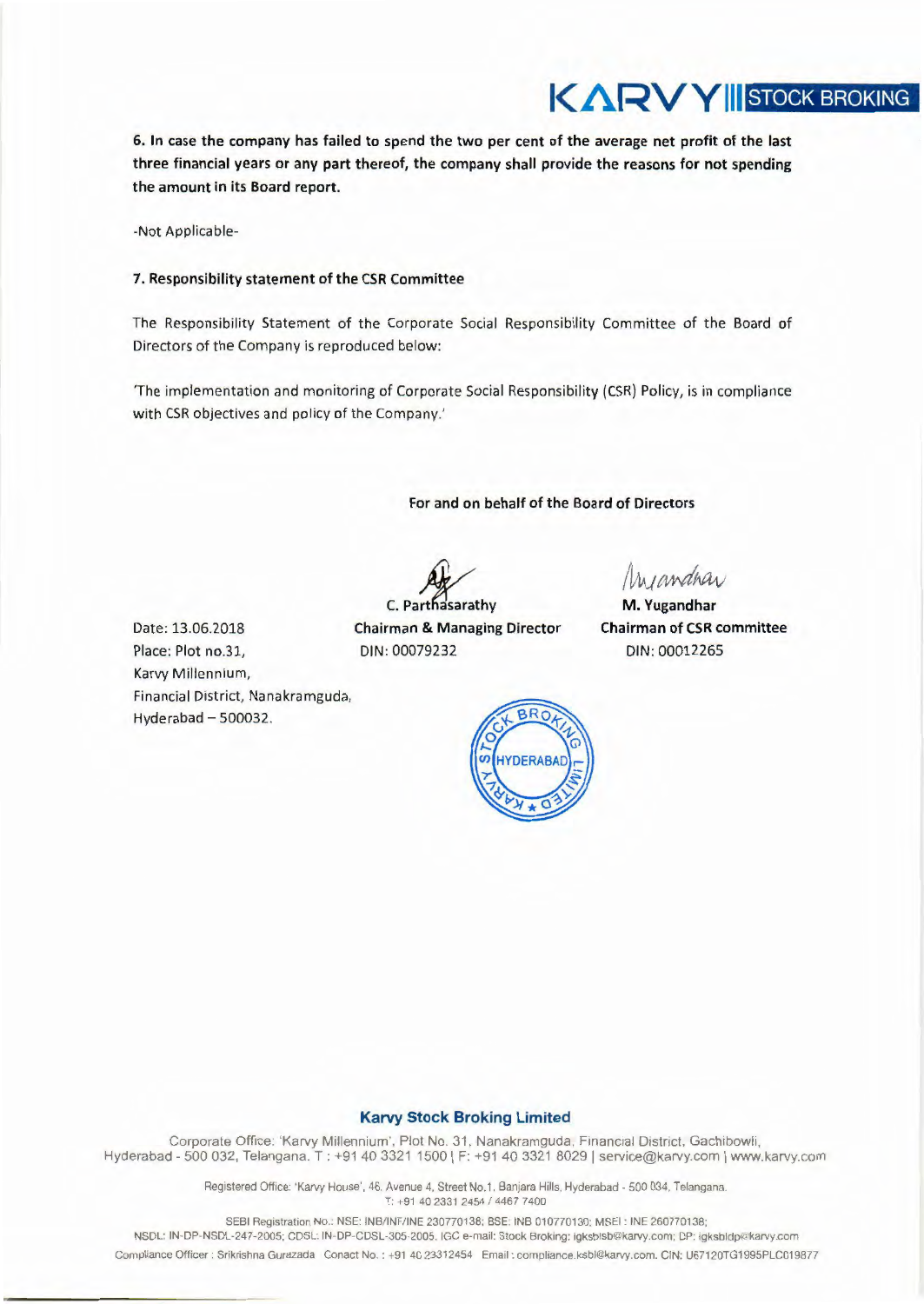**6. In case the company has failed to spend the two per cent of the average net profit of the last three financial years or any part thereof, the company shall provide the reasons for not spending the amount in its Board report.**

-Not Applicable-

**7. Responsibility statement of the CSR Committee**

The Responsibility Statement of the Corporate Social Responsibility Committee of the Board of Directors of the Company is reproduced below:

'The implementation and monitoring of Corporate Social Responsibility (CSR) Policy, is in compliance with CSR objectives and policy of the Company.'

**For and on behalf of the Board of Directors**

| | | |
|---|---|---|
| Date: 13.06.2018 | **C. Parthasarathy** | **M. Yugandhar** |
| Place: Plot no.31, Karvy Millennium, Financial District, Nanakramguda, Hyderabad – 500032. | **Chairman & Managing Director** | **Chairman of CSR committee** |
| | DIN: 00079232 | DIN: 00012265 |

**Karvy Stock Broking Limited**

Corporate Office: 'Karvy Millennium', Plot No. 31, Nanakramguda, Financial District, Gachibowli, Hyderabad - 500 032, Telangana. T : +91 40 3321 1500 | F: +91 40 3321 8029 | service@karvy.com | www.karvy.com

Registered Office: 'Karvy House', 46, Avenue 4, Street No.1, Banjara Hills, Hyderabad - 500 034, Telangana. T: +91 40 2331 2454 / 4467 7400

SEBI Registration No.: NSE: INB/INF/INE 230770138; BSE: INB 010770130; MSEI : INE 260770138; NSDL: IN-DP-NSDL-247-2005; CDSL: IN-DP-CDSL-305-2005. IGC e-mail: Stock Broking: igksbisb@karvy.com; DP: igksbldp@karvy.com

Compliance Officer : Srikrishna Gurazada Conact No. : +91 40 23312454 Email : compliance.ksbl@karvy.com. CIN: U67120TG1995PLC019877